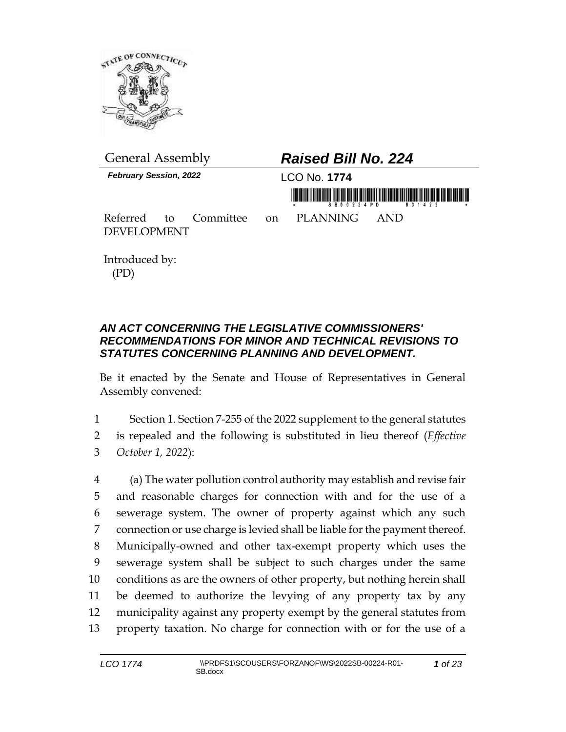General Assembly

# *Raised Bill No. 224*

***February Session, 2022***

LCO No. **1774**

Referred to Committee on PLANNING AND DEVELOPMENT

Introduced by:
(PD)

## *AN ACT CONCERNING THE LEGISLATIVE COMMISSIONERS' RECOMMENDATIONS FOR MINOR AND TECHNICAL REVISIONS TO STATUTES CONCERNING PLANNING AND DEVELOPMENT.*

Be it enacted by the Senate and House of Representatives in General Assembly convened:

1 Section 1. Section 7-255 of the 2022 supplement to the general statutes
2 is repealed and the following is substituted in lieu thereof (*Effective*
3 *October 1, 2022*):

4 (a) The water pollution control authority may establish and revise fair
5 and reasonable charges for connection with and for the use of a
6 sewerage system. The owner of property against which any such
7 connection or use charge is levied shall be liable for the payment thereof.
8 Municipally-owned and other tax-exempt property which uses the
9 sewerage system shall be subject to such charges under the same
10 conditions as are the owners of other property, but nothing herein shall
11 be deemed to authorize the levying of any property tax by any
12 municipality against any property exempt by the general statutes from
13 property taxation. No charge for connection with or for the use of a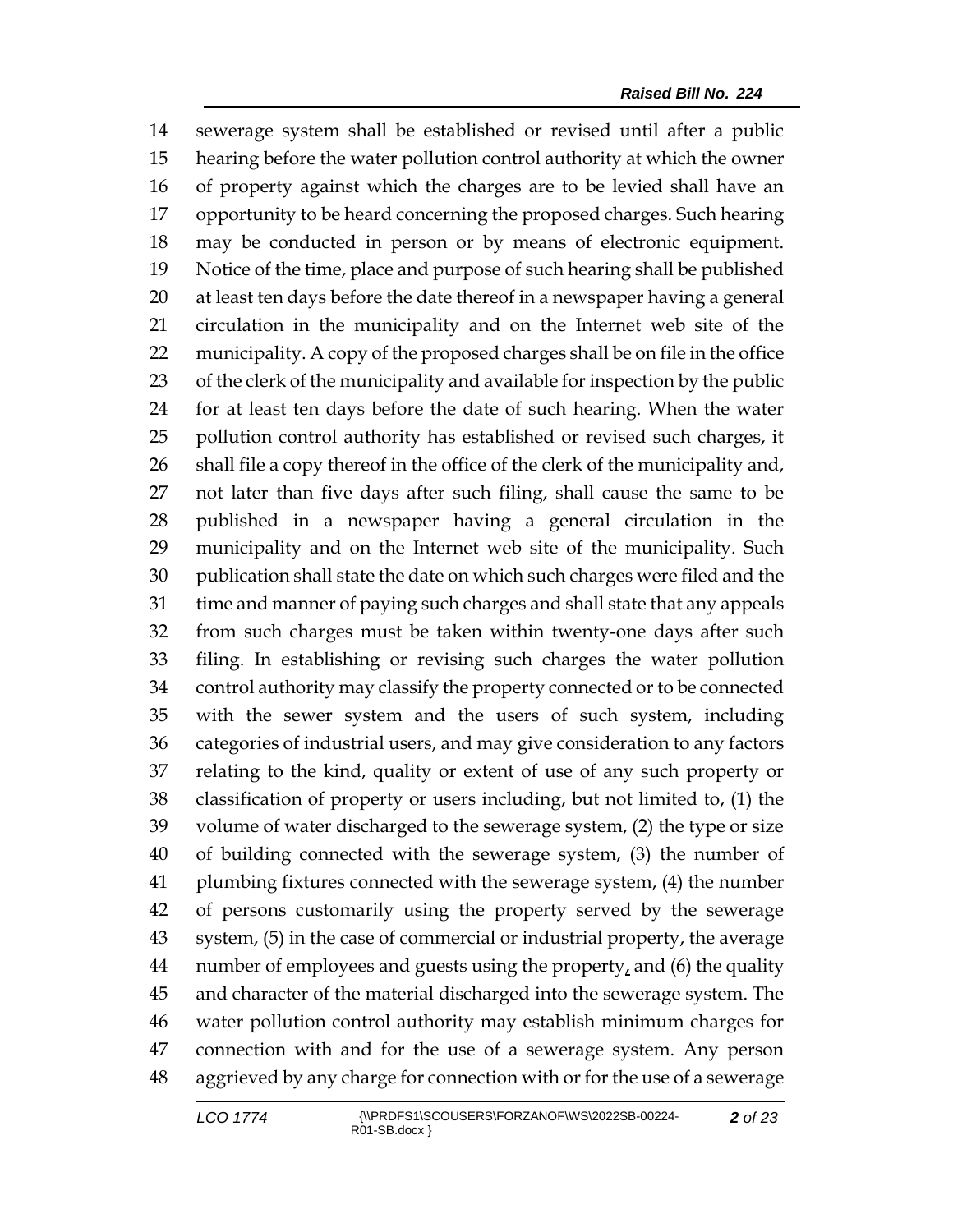14 sewerage system shall be established or revised until after a public
15 hearing before the water pollution control authority at which the owner
16 of property against which the charges are to be levied shall have an
17 opportunity to be heard concerning the proposed charges. Such hearing
18 may be conducted in person or by means of electronic equipment.
19 Notice of the time, place and purpose of such hearing shall be published
20 at least ten days before the date thereof in a newspaper having a general
21 circulation in the municipality and on the Internet web site of the
22 municipality. A copy of the proposed charges shall be on file in the office
23 of the clerk of the municipality and available for inspection by the public
24 for at least ten days before the date of such hearing. When the water
25 pollution control authority has established or revised such charges, it
26 shall file a copy thereof in the office of the clerk of the municipality and,
27 not later than five days after such filing, shall cause the same to be
28 published in a newspaper having a general circulation in the
29 municipality and on the Internet web site of the municipality. Such
30 publication shall state the date on which such charges were filed and the
31 time and manner of paying such charges and shall state that any appeals
32 from such charges must be taken within twenty-one days after such
33 filing. In establishing or revising such charges the water pollution
34 control authority may classify the property connected or to be connected
35 with the sewer system and the users of such system, including
36 categories of industrial users, and may give consideration to any factors
37 relating to the kind, quality or extent of use of any such property or
38 classification of property or users including, but not limited to, (1) the
39 volume of water discharged to the sewerage system, (2) the type or size
40 of building connected with the sewerage system, (3) the number of
41 plumbing fixtures connected with the sewerage system, (4) the number
42 of persons customarily using the property served by the sewerage
43 system, (5) in the case of commercial or industrial property, the average
44 number of employees and guests using the property, and (6) the quality
45 and character of the material discharged into the sewerage system. The
46 water pollution control authority may establish minimum charges for
47 connection with and for the use of a sewerage system. Any person
48 aggrieved by any charge for connection with or for the use of a sewerage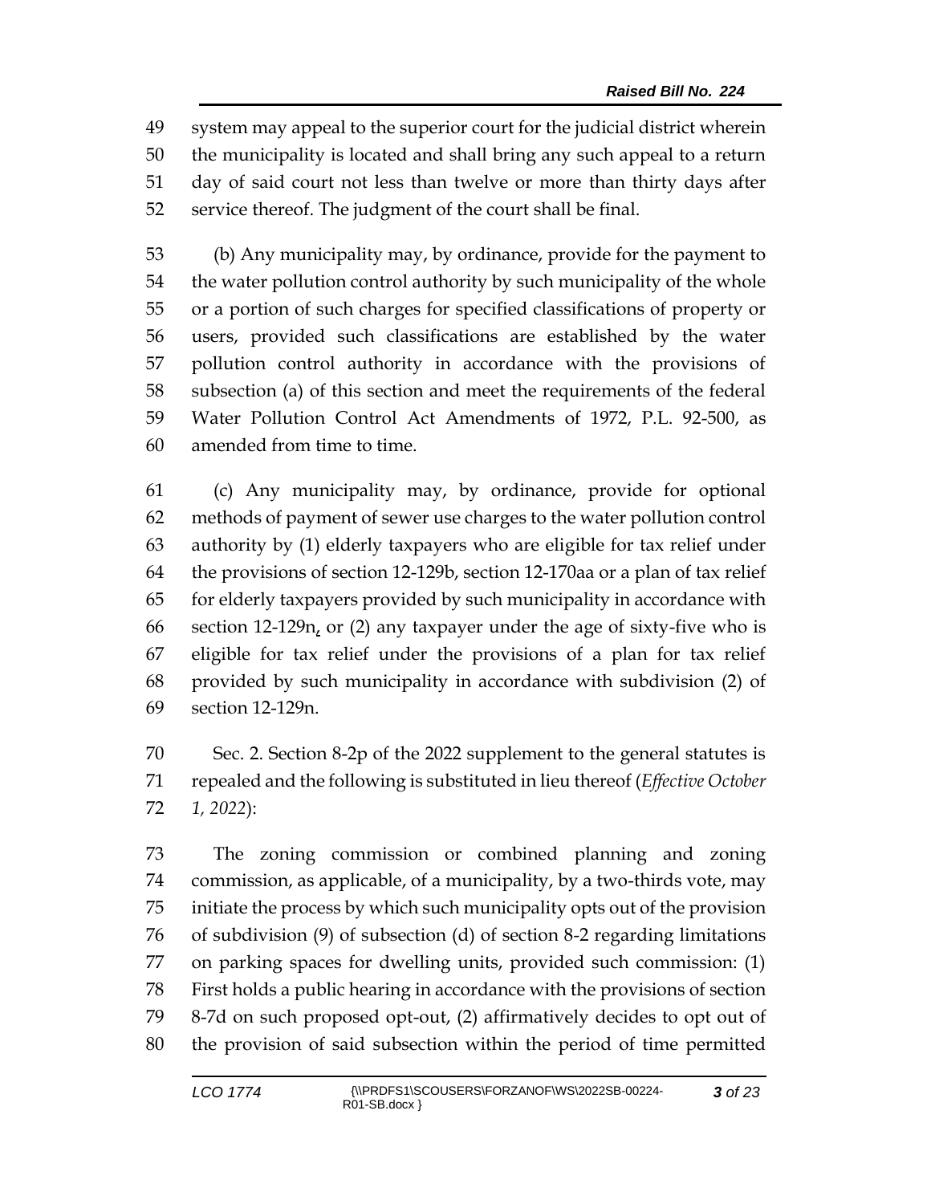system may appeal to the superior court for the judicial district wherein the municipality is located and shall bring any such appeal to a return day of said court not less than twelve or more than thirty days after service thereof. The judgment of the court shall be final.

(b) Any municipality may, by ordinance, provide for the payment to the water pollution control authority by such municipality of the whole or a portion of such charges for specified classifications of property or users, provided such classifications are established by the water pollution control authority in accordance with the provisions of subsection (a) of this section and meet the requirements of the federal Water Pollution Control Act Amendments of 1972, P.L. 92-500, as amended from time to time.

(c) Any municipality may, by ordinance, provide for optional methods of payment of sewer use charges to the water pollution control authority by (1) elderly taxpayers who are eligible for tax relief under the provisions of section 12-129b, section 12-170aa or a plan of tax relief for elderly taxpayers provided by such municipality in accordance with section 12-129n, or (2) any taxpayer under the age of sixty-five who is eligible for tax relief under the provisions of a plan for tax relief provided by such municipality in accordance with subdivision (2) of section 12-129n.

Sec. 2. Section 8-2p of the 2022 supplement to the general statutes is repealed and the following is substituted in lieu thereof (*Effective October 1, 2022*):

The zoning commission or combined planning and zoning commission, as applicable, of a municipality, by a two-thirds vote, may initiate the process by which such municipality opts out of the provision of subdivision (9) of subsection (d) of section 8-2 regarding limitations on parking spaces for dwelling units, provided such commission: (1) First holds a public hearing in accordance with the provisions of section 8-7d on such proposed opt-out, (2) affirmatively decides to opt out of the provision of said subsection within the period of time permitted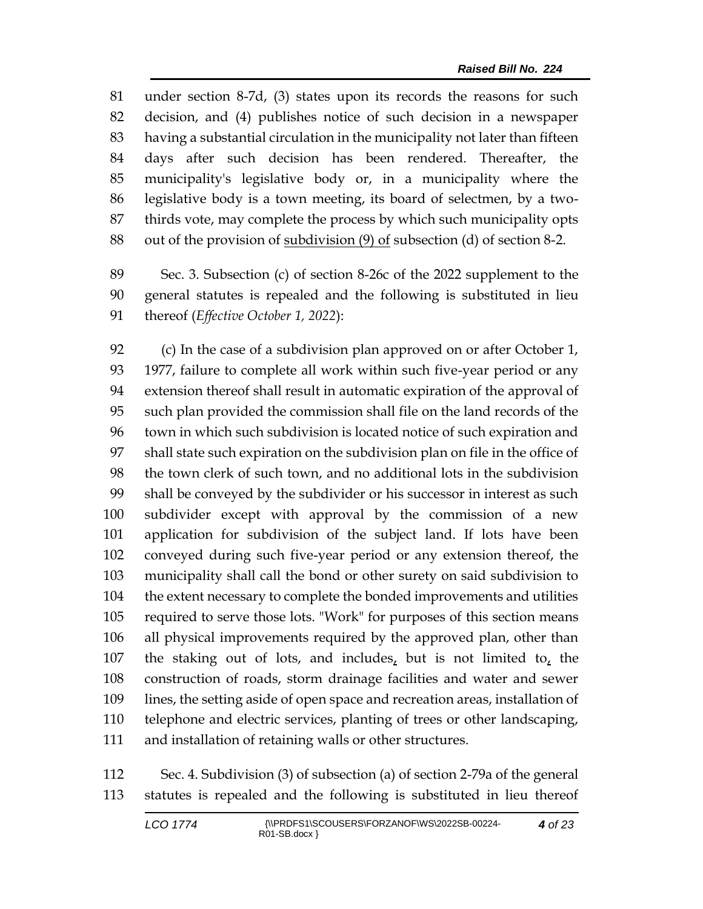under section 8-7d, (3) states upon its records the reasons for such decision, and (4) publishes notice of such decision in a newspaper having a substantial circulation in the municipality not later than fifteen days after such decision has been rendered. Thereafter, the municipality's legislative body or, in a municipality where the legislative body is a town meeting, its board of selectmen, by a two-thirds vote, may complete the process by which such municipality opts out of the provision of <u>subdivision (9) of</u> subsection (d) of section 8-2.

Sec. 3. Subsection (c) of section 8-26c of the 2022 supplement to the general statutes is repealed and the following is substituted in lieu thereof (*Effective October 1, 2022*):

(c) In the case of a subdivision plan approved on or after October 1, 1977, failure to complete all work within such five-year period or any extension thereof shall result in automatic expiration of the approval of such plan provided the commission shall file on the land records of the town in which such subdivision is located notice of such expiration and shall state such expiration on the subdivision plan on file in the office of the town clerk of such town, and no additional lots in the subdivision shall be conveyed by the subdivider or his successor in interest as such subdivider except with approval by the commission of a new application for subdivision of the subject land. If lots have been conveyed during such five-year period or any extension thereof, the municipality shall call the bond or other surety on said subdivision to the extent necessary to complete the bonded improvements and utilities required to serve those lots. "Work" for purposes of this section means all physical improvements required by the approved plan, other than the staking out of lots, and includes<u>,</u> but is not limited to<u>,</u> the construction of roads, storm drainage facilities and water and sewer lines, the setting aside of open space and recreation areas, installation of telephone and electric services, planting of trees or other landscaping, and installation of retaining walls or other structures.

Sec. 4. Subdivision (3) of subsection (a) of section 2-79a of the general statutes is repealed and the following is substituted in lieu thereof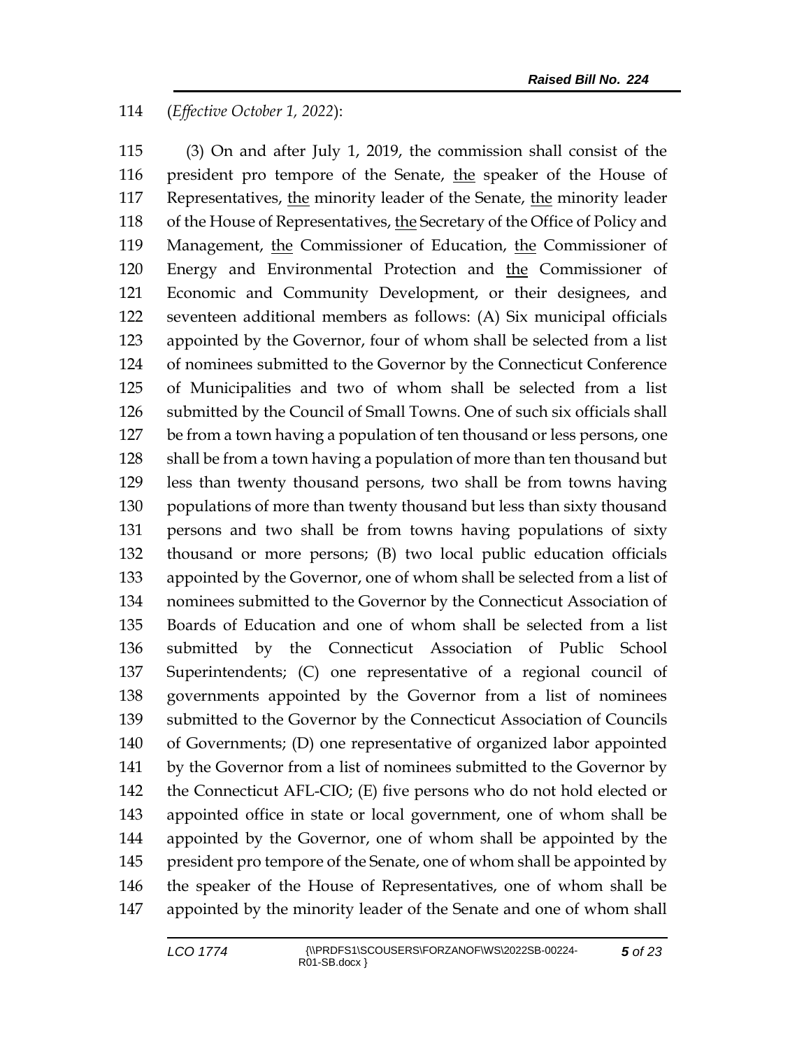(*Effective October 1, 2022*):

(3) On and after July 1, 2019, the commission shall consist of the president pro tempore of the Senate, <u>the</u> speaker of the House of Representatives, <u>the</u> minority leader of the Senate, <u>the</u> minority leader of the House of Representatives, <u>the</u> Secretary of the Office of Policy and Management, <u>the</u> Commissioner of Education, <u>the</u> Commissioner of Energy and Environmental Protection and <u>the</u> Commissioner of Economic and Community Development, or their designees, and seventeen additional members as follows: (A) Six municipal officials appointed by the Governor, four of whom shall be selected from a list of nominees submitted to the Governor by the Connecticut Conference of Municipalities and two of whom shall be selected from a list submitted by the Council of Small Towns. One of such six officials shall be from a town having a population of ten thousand or less persons, one shall be from a town having a population of more than ten thousand but less than twenty thousand persons, two shall be from towns having populations of more than twenty thousand but less than sixty thousand persons and two shall be from towns having populations of sixty thousand or more persons; (B) two local public education officials appointed by the Governor, one of whom shall be selected from a list of nominees submitted to the Governor by the Connecticut Association of Boards of Education and one of whom shall be selected from a list submitted by the Connecticut Association of Public School Superintendents; (C) one representative of a regional council of governments appointed by the Governor from a list of nominees submitted to the Governor by the Connecticut Association of Councils of Governments; (D) one representative of organized labor appointed by the Governor from a list of nominees submitted to the Governor by the Connecticut AFL-CIO; (E) five persons who do not hold elected or appointed office in state or local government, one of whom shall be appointed by the Governor, one of whom shall be appointed by the president pro tempore of the Senate, one of whom shall be appointed by the speaker of the House of Representatives, one of whom shall be appointed by the minority leader of the Senate and one of whom shall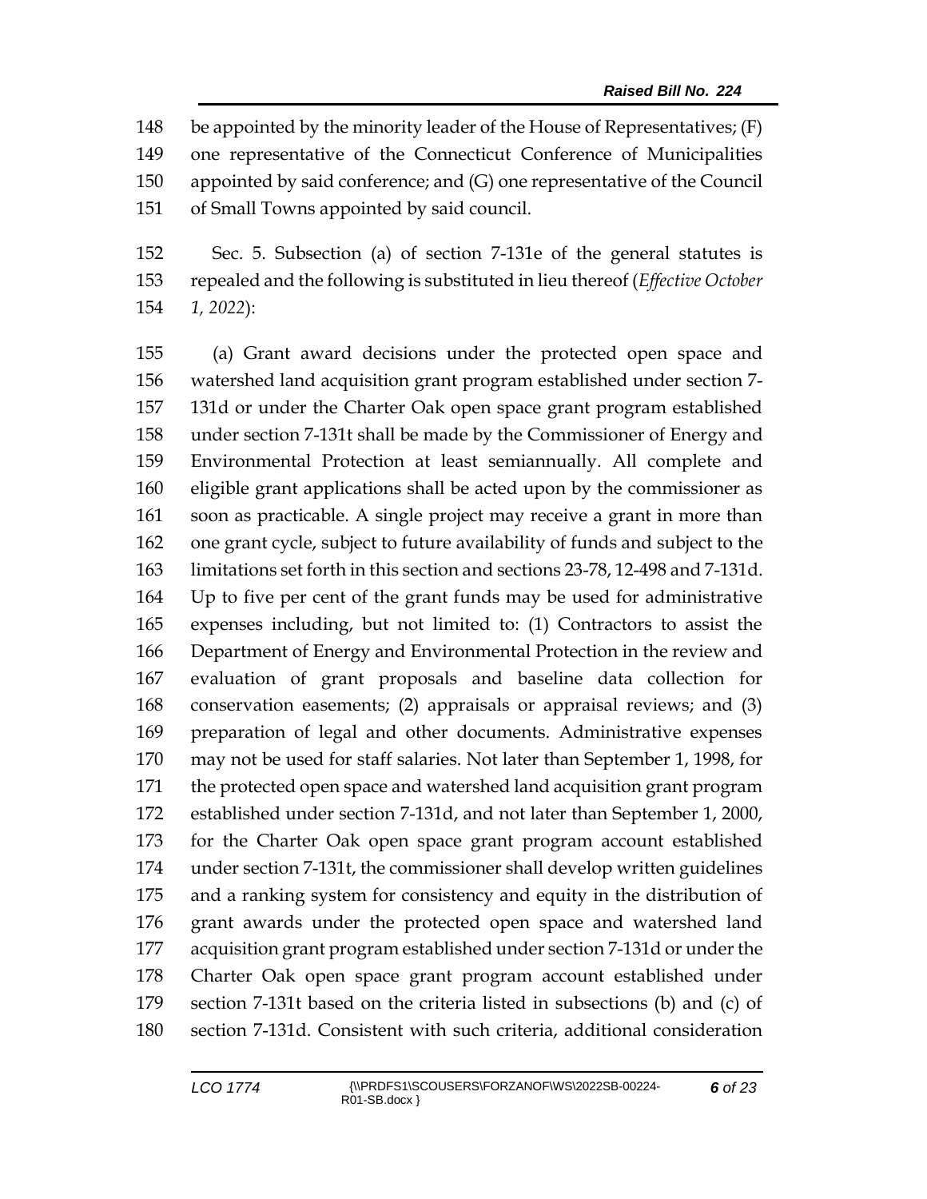be appointed by the minority leader of the House of Representatives; (F) one representative of the Connecticut Conference of Municipalities appointed by said conference; and (G) one representative of the Council of Small Towns appointed by said council.

Sec. 5. Subsection (a) of section 7-131e of the general statutes is repealed and the following is substituted in lieu thereof (*Effective October 1, 2022*):

(a) Grant award decisions under the protected open space and watershed land acquisition grant program established under section 7-131d or under the Charter Oak open space grant program established under section 7-131t shall be made by the Commissioner of Energy and Environmental Protection at least semiannually. All complete and eligible grant applications shall be acted upon by the commissioner as soon as practicable. A single project may receive a grant in more than one grant cycle, subject to future availability of funds and subject to the limitations set forth in this section and sections 23-78, 12-498 and 7-131d. Up to five per cent of the grant funds may be used for administrative expenses including, but not limited to: (1) Contractors to assist the Department of Energy and Environmental Protection in the review and evaluation of grant proposals and baseline data collection for conservation easements; (2) appraisals or appraisal reviews; and (3) preparation of legal and other documents. Administrative expenses may not be used for staff salaries. Not later than September 1, 1998, for the protected open space and watershed land acquisition grant program established under section 7-131d, and not later than September 1, 2000, for the Charter Oak open space grant program account established under section 7-131t, the commissioner shall develop written guidelines and a ranking system for consistency and equity in the distribution of grant awards under the protected open space and watershed land acquisition grant program established under section 7-131d or under the Charter Oak open space grant program account established under section 7-131t based on the criteria listed in subsections (b) and (c) of section 7-131d. Consistent with such criteria, additional consideration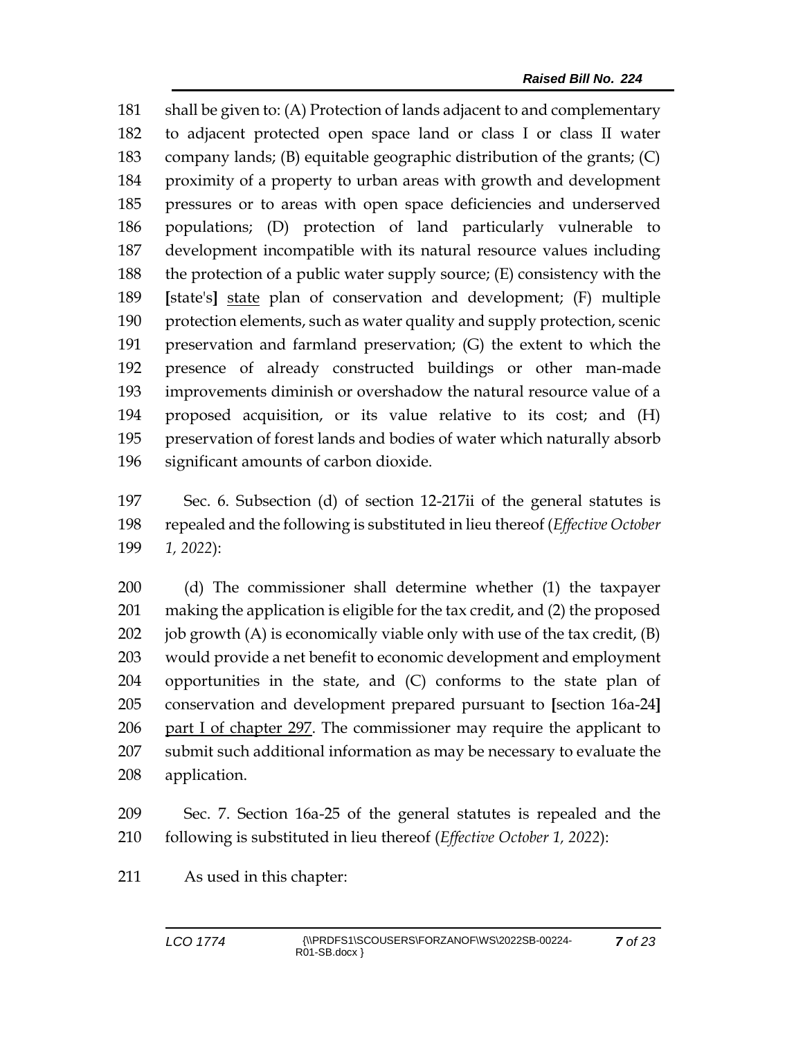181 shall be given to: (A) Protection of lands adjacent to and complementary
182 to adjacent protected open space land or class I or class II water
183 company lands; (B) equitable geographic distribution of the grants; (C)
184 proximity of a property to urban areas with growth and development
185 pressures or to areas with open space deficiencies and underserved
186 populations; (D) protection of land particularly vulnerable to
187 development incompatible with its natural resource values including
188 the protection of a public water supply source; (E) consistency with the
189 **[**state's**]** <u>state</u> plan of conservation and development; (F) multiple
190 protection elements, such as water quality and supply protection, scenic
191 preservation and farmland preservation; (G) the extent to which the
192 presence of already constructed buildings or other man-made
193 improvements diminish or overshadow the natural resource value of a
194 proposed acquisition, or its value relative to its cost; and (H)
195 preservation of forest lands and bodies of water which naturally absorb
196 significant amounts of carbon dioxide.

197 Sec. 6. Subsection (d) of section 12-217ii of the general statutes is
198 repealed and the following is substituted in lieu thereof (*Effective October*
199 *1, 2022*):

200 (d) The commissioner shall determine whether (1) the taxpayer
201 making the application is eligible for the tax credit, and (2) the proposed
202 job growth (A) is economically viable only with use of the tax credit, (B)
203 would provide a net benefit to economic development and employment
204 opportunities in the state, and (C) conforms to the state plan of
205 conservation and development prepared pursuant to **[**section 16a-24**]**
206 <u>part I of chapter 297</u>. The commissioner may require the applicant to
207 submit such additional information as may be necessary to evaluate the
208 application.

209 Sec. 7. Section 16a-25 of the general statutes is repealed and the
210 following is substituted in lieu thereof (*Effective October 1, 2022*):

211 As used in this chapter: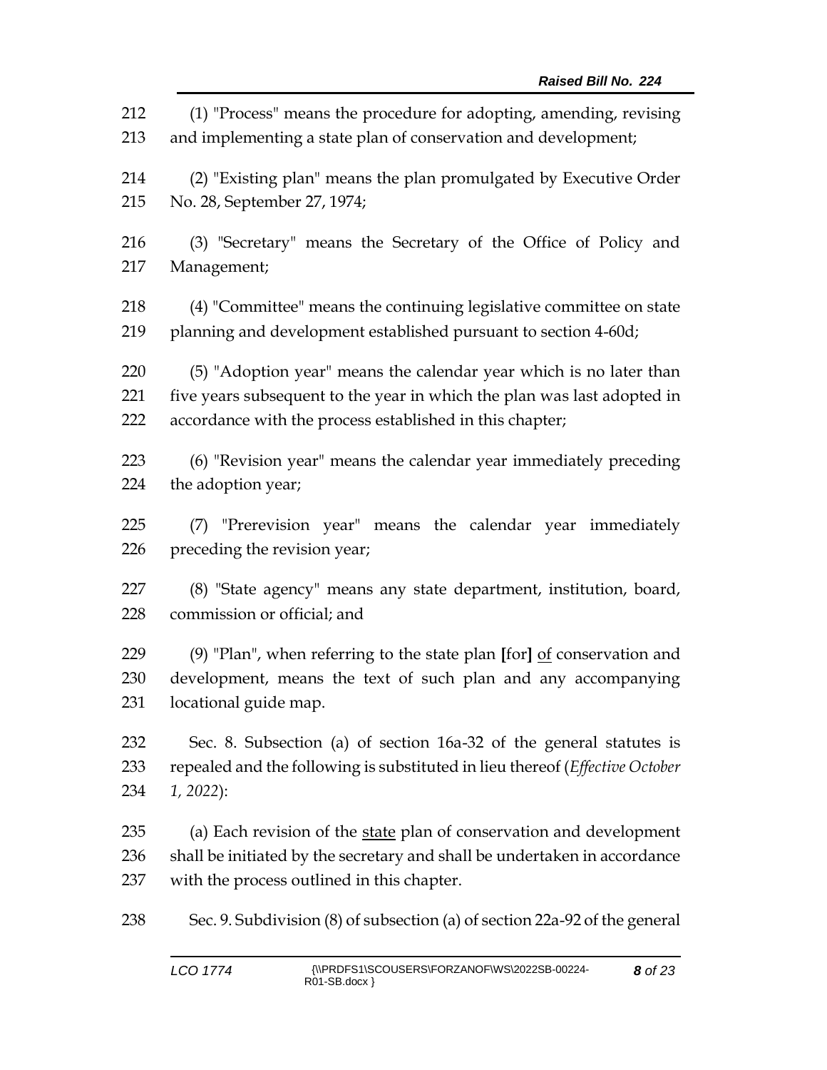212 (1) "Process" means the procedure for adopting, amending, revising
213 and implementing a state plan of conservation and development;

214 (2) "Existing plan" means the plan promulgated by Executive Order
215 No. 28, September 27, 1974;

216 (3) "Secretary" means the Secretary of the Office of Policy and
217 Management;

218 (4) "Committee" means the continuing legislative committee on state
219 planning and development established pursuant to section 4-60d;

220 (5) "Adoption year" means the calendar year which is no later than
221 five years subsequent to the year in which the plan was last adopted in
222 accordance with the process established in this chapter;

223 (6) "Revision year" means the calendar year immediately preceding
224 the adoption year;

225 (7) "Prerevision year" means the calendar year immediately
226 preceding the revision year;

227 (8) "State agency" means any state department, institution, board,
228 commission or official; and

229 (9) "Plan", when referring to the state plan **[**for**]** <u>of</u> conservation and
230 development, means the text of such plan and any accompanying
231 locational guide map.

232 Sec. 8. Subsection (a) of section 16a-32 of the general statutes is
233 repealed and the following is substituted in lieu thereof (*Effective October*
234 *1, 2022*):

235 (a) Each revision of the <u>state</u> plan of conservation and development
236 shall be initiated by the secretary and shall be undertaken in accordance
237 with the process outlined in this chapter.

238 Sec. 9. Subdivision (8) of subsection (a) of section 22a-92 of the general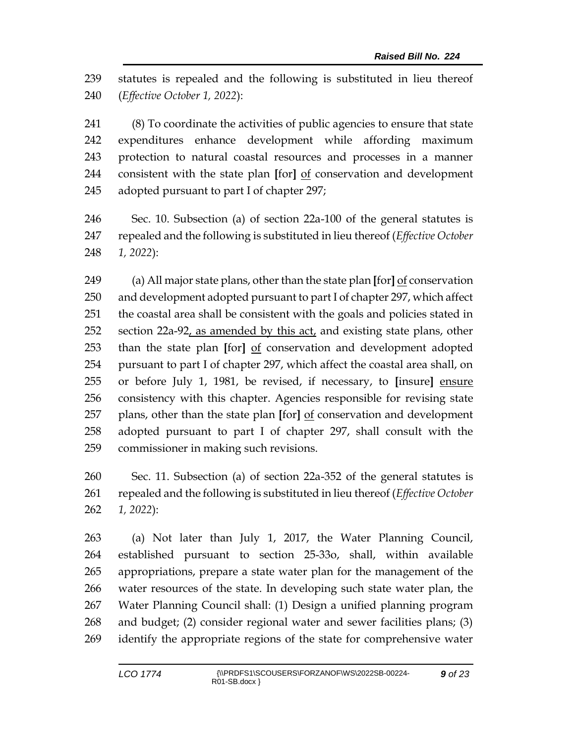239 statutes is repealed and the following is substituted in lieu thereof
240 (*Effective October 1, 2022*):

241 (8) To coordinate the activities of public agencies to ensure that state
242 expenditures enhance development while affording maximum
243 protection to natural coastal resources and processes in a manner
244 consistent with the state plan **[**for**]** <u>of</u> conservation and development
245 adopted pursuant to part I of chapter 297;

246 Sec. 10. Subsection (a) of section 22a-100 of the general statutes is
247 repealed and the following is substituted in lieu thereof (*Effective October*
248 *1, 2022*):

249 (a) All major state plans, other than the state plan **[**for**]** <u>of</u> conservation
250 and development adopted pursuant to part I of chapter 297, which affect
251 the coastal area shall be consistent with the goals and policies stated in
252 section 22a-92<u>, as amended by this act,</u> and existing state plans, other
253 than the state plan **[**for**]** <u>of</u> conservation and development adopted
254 pursuant to part I of chapter 297, which affect the coastal area shall, on
255 or before July 1, 1981, be revised, if necessary, to **[**insure**]** <u>ensure</u>
256 consistency with this chapter. Agencies responsible for revising state
257 plans, other than the state plan **[**for**]** <u>of</u> conservation and development
258 adopted pursuant to part I of chapter 297, shall consult with the
259 commissioner in making such revisions.

260 Sec. 11. Subsection (a) of section 22a-352 of the general statutes is
261 repealed and the following is substituted in lieu thereof (*Effective October*
262 *1, 2022*):

263 (a) Not later than July 1, 2017, the Water Planning Council,
264 established pursuant to section 25-33o, shall, within available
265 appropriations, prepare a state water plan for the management of the
266 water resources of the state. In developing such state water plan, the
267 Water Planning Council shall: (1) Design a unified planning program
268 and budget; (2) consider regional water and sewer facilities plans; (3)
269 identify the appropriate regions of the state for comprehensive water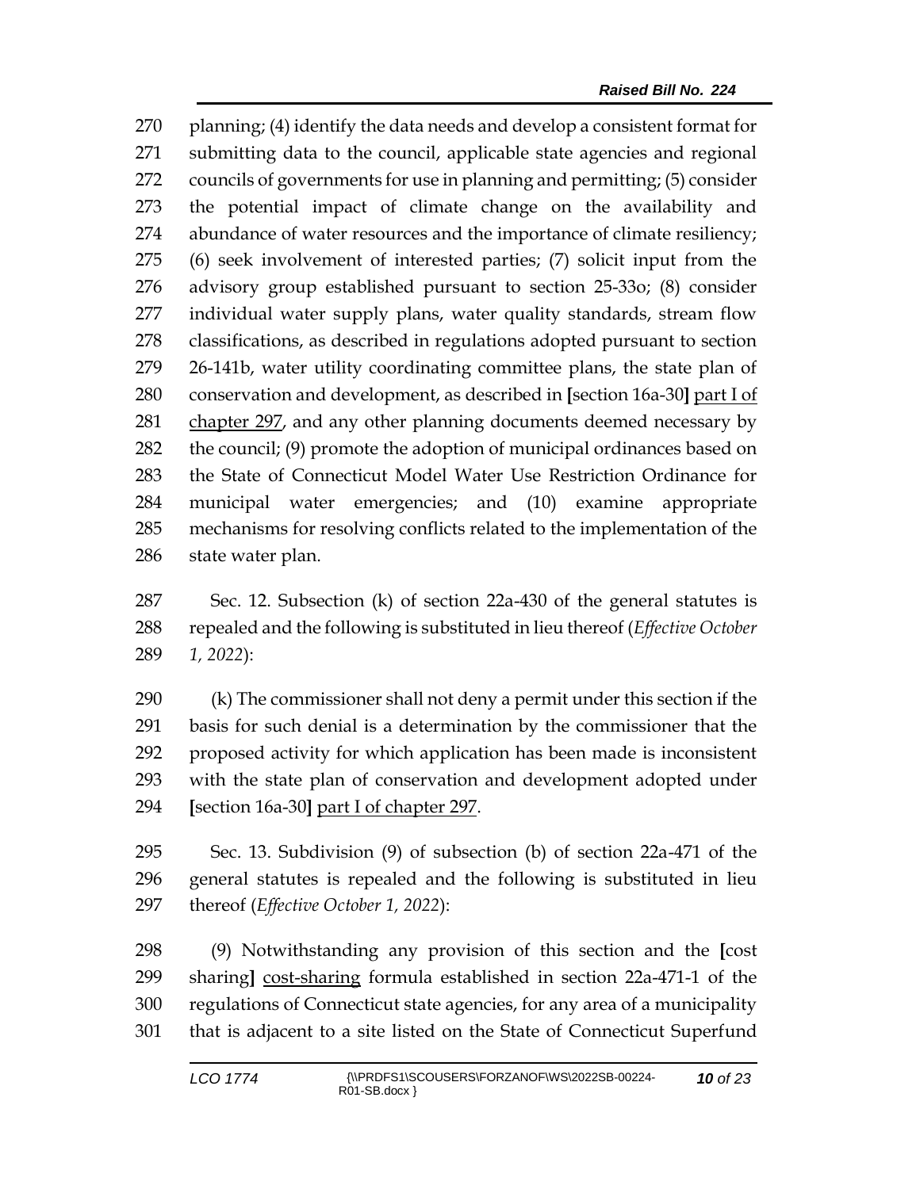planning; (4) identify the data needs and develop a consistent format for submitting data to the council, applicable state agencies and regional councils of governments for use in planning and permitting; (5) consider the potential impact of climate change on the availability and abundance of water resources and the importance of climate resiliency; (6) seek involvement of interested parties; (7) solicit input from the advisory group established pursuant to section 25-33o; (8) consider individual water supply plans, water quality standards, stream flow classifications, as described in regulations adopted pursuant to section 26-141b, water utility coordinating committee plans, the state plan of conservation and development, as described in [section 16a-30] <u>part I of chapter 297</u>, and any other planning documents deemed necessary by the council; (9) promote the adoption of municipal ordinances based on the State of Connecticut Model Water Use Restriction Ordinance for municipal water emergencies; and (10) examine appropriate mechanisms for resolving conflicts related to the implementation of the state water plan.

Sec. 12. Subsection (k) of section 22a-430 of the general statutes is repealed and the following is substituted in lieu thereof (*Effective October 1, 2022*):

(k) The commissioner shall not deny a permit under this section if the basis for such denial is a determination by the commissioner that the proposed activity for which application has been made is inconsistent with the state plan of conservation and development adopted under [section 16a-30] <u>part I of chapter 297</u>.

Sec. 13. Subdivision (9) of subsection (b) of section 22a-471 of the general statutes is repealed and the following is substituted in lieu thereof (*Effective October 1, 2022*):

(9) Notwithstanding any provision of this section and the [cost sharing] <u>cost-sharing</u> formula established in section 22a-471-1 of the regulations of Connecticut state agencies, for any area of a municipality that is adjacent to a site listed on the State of Connecticut Superfund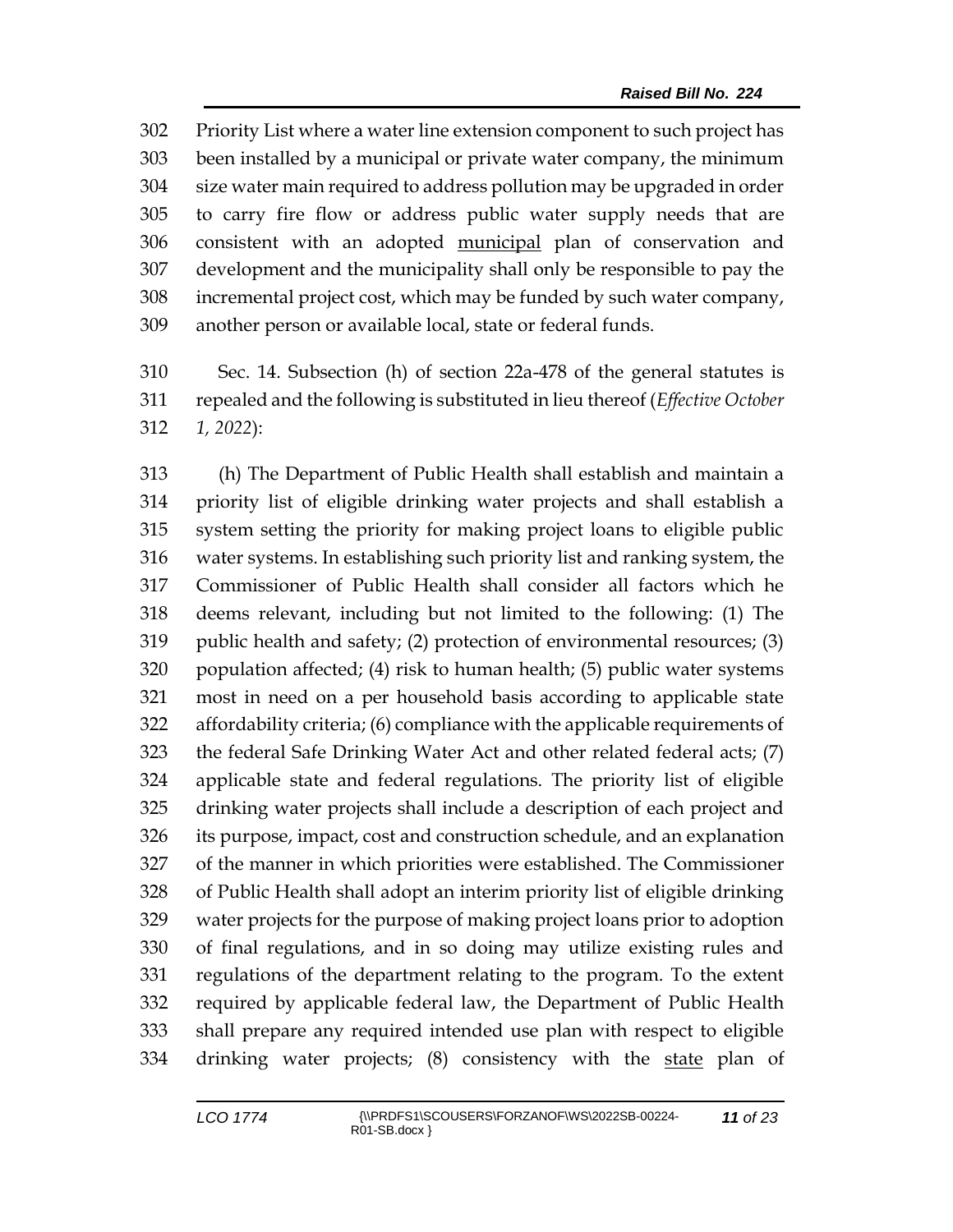302 Priority List where a water line extension component to such project has
303 been installed by a municipal or private water company, the minimum
304 size water main required to address pollution may be upgraded in order
305 to carry fire flow or address public water supply needs that are
306 consistent with an adopted <u>municipal</u> plan of conservation and
307 development and the municipality shall only be responsible to pay the
308 incremental project cost, which may be funded by such water company,
309 another person or available local, state or federal funds.

310 Sec. 14. Subsection (h) of section 22a-478 of the general statutes is
311 repealed and the following is substituted in lieu thereof (*Effective October*
312 *1, 2022*):

313 (h) The Department of Public Health shall establish and maintain a
314 priority list of eligible drinking water projects and shall establish a
315 system setting the priority for making project loans to eligible public
316 water systems. In establishing such priority list and ranking system, the
317 Commissioner of Public Health shall consider all factors which he
318 deems relevant, including but not limited to the following: (1) The
319 public health and safety; (2) protection of environmental resources; (3)
320 population affected; (4) risk to human health; (5) public water systems
321 most in need on a per household basis according to applicable state
322 affordability criteria; (6) compliance with the applicable requirements of
323 the federal Safe Drinking Water Act and other related federal acts; (7)
324 applicable state and federal regulations. The priority list of eligible
325 drinking water projects shall include a description of each project and
326 its purpose, impact, cost and construction schedule, and an explanation
327 of the manner in which priorities were established. The Commissioner
328 of Public Health shall adopt an interim priority list of eligible drinking
329 water projects for the purpose of making project loans prior to adoption
330 of final regulations, and in so doing may utilize existing rules and
331 regulations of the department relating to the program. To the extent
332 required by applicable federal law, the Department of Public Health
333 shall prepare any required intended use plan with respect to eligible
334 drinking water projects; (8) consistency with the <u>state</u> plan of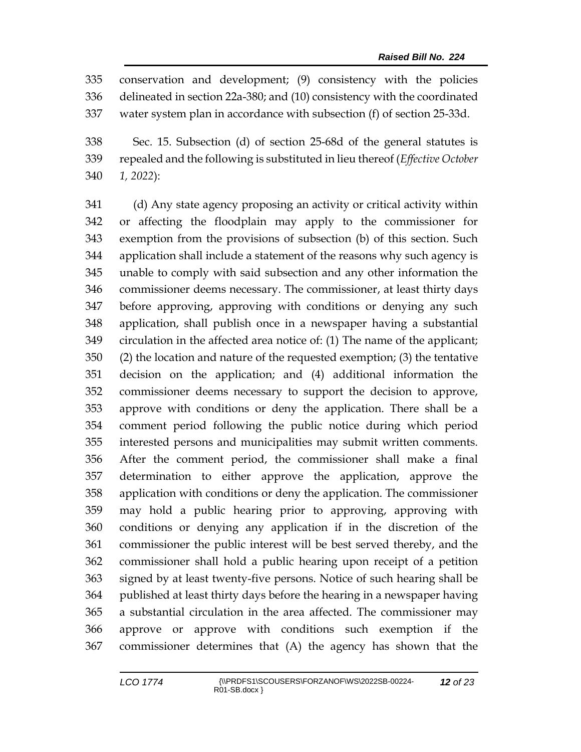conservation and development; (9) consistency with the policies delineated in section 22a-380; and (10) consistency with the coordinated water system plan in accordance with subsection (f) of section 25-33d.

Sec. 15. Subsection (d) of section 25-68d of the general statutes is repealed and the following is substituted in lieu thereof (*Effective October 1, 2022*):

(d) Any state agency proposing an activity or critical activity within or affecting the floodplain may apply to the commissioner for exemption from the provisions of subsection (b) of this section. Such application shall include a statement of the reasons why such agency is unable to comply with said subsection and any other information the commissioner deems necessary. The commissioner, at least thirty days before approving, approving with conditions or denying any such application, shall publish once in a newspaper having a substantial circulation in the affected area notice of: (1) The name of the applicant; (2) the location and nature of the requested exemption; (3) the tentative decision on the application; and (4) additional information the commissioner deems necessary to support the decision to approve, approve with conditions or deny the application. There shall be a comment period following the public notice during which period interested persons and municipalities may submit written comments. After the comment period, the commissioner shall make a final determination to either approve the application, approve the application with conditions or deny the application. The commissioner may hold a public hearing prior to approving, approving with conditions or denying any application if in the discretion of the commissioner the public interest will be best served thereby, and the commissioner shall hold a public hearing upon receipt of a petition signed by at least twenty-five persons. Notice of such hearing shall be published at least thirty days before the hearing in a newspaper having a substantial circulation in the area affected. The commissioner may approve or approve with conditions such exemption if the commissioner determines that (A) the agency has shown that the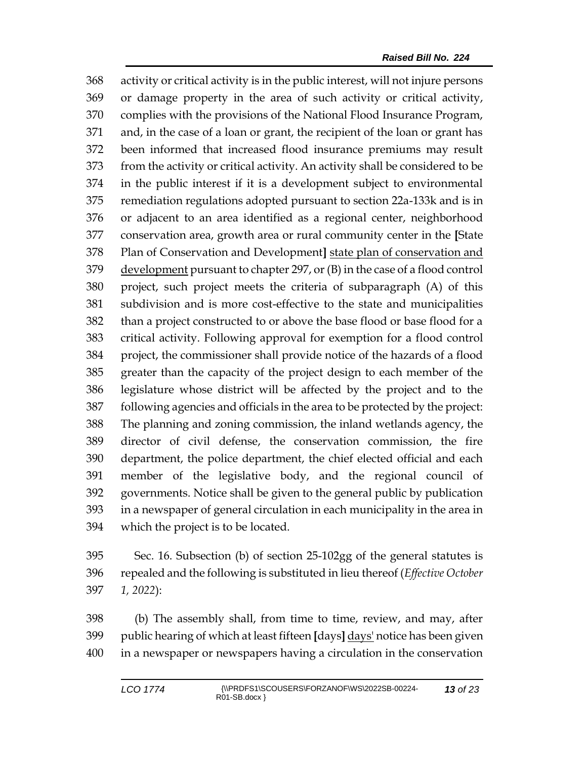368 activity or critical activity is in the public interest, will not injure persons
369 or damage property in the area of such activity or critical activity,
370 complies with the provisions of the National Flood Insurance Program,
371 and, in the case of a loan or grant, the recipient of the loan or grant has
372 been informed that increased flood insurance premiums may result
373 from the activity or critical activity. An activity shall be considered to be
374 in the public interest if it is a development subject to environmental
375 remediation regulations adopted pursuant to section 22a-133k and is in
376 or adjacent to an area identified as a regional center, neighborhood
377 conservation area, growth area or rural community center in the **[**State
378 Plan of Conservation and Development**]** <u>state plan of conservation and</u>
379 <u>development</u> pursuant to chapter 297, or (B) in the case of a flood control
380 project, such project meets the criteria of subparagraph (A) of this
381 subdivision and is more cost-effective to the state and municipalities
382 than a project constructed to or above the base flood or base flood for a
383 critical activity. Following approval for exemption for a flood control
384 project, the commissioner shall provide notice of the hazards of a flood
385 greater than the capacity of the project design to each member of the
386 legislature whose district will be affected by the project and to the
387 following agencies and officials in the area to be protected by the project:
388 The planning and zoning commission, the inland wetlands agency, the
389 director of civil defense, the conservation commission, the fire
390 department, the police department, the chief elected official and each
391 member of the legislative body, and the regional council of
392 governments. Notice shall be given to the general public by publication
393 in a newspaper of general circulation in each municipality in the area in
394 which the project is to be located.

395 Sec. 16. Subsection (b) of section 25-102gg of the general statutes is
396 repealed and the following is substituted in lieu thereof (*Effective October*
397 *1, 2022*):

398 (b) The assembly shall, from time to time, review, and may, after
399 public hearing of which at least fifteen **[**days**]** <u>days'</u> notice has been given
400 in a newspaper or newspapers having a circulation in the conservation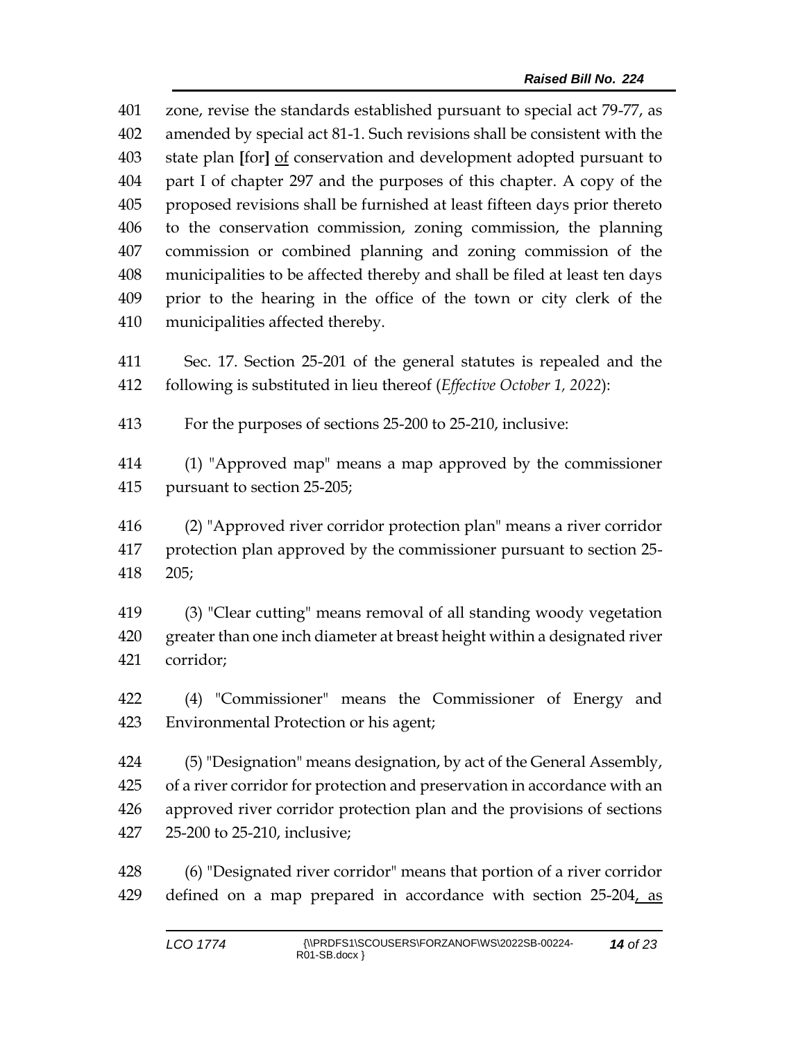401 zone, revise the standards established pursuant to special act 79-77, as
402 amended by special act 81-1. Such revisions shall be consistent with the
403 state plan [for] <u>of</u> conservation and development adopted pursuant to
404 part I of chapter 297 and the purposes of this chapter. A copy of the
405 proposed revisions shall be furnished at least fifteen days prior thereto
406 to the conservation commission, zoning commission, the planning
407 commission or combined planning and zoning commission of the
408 municipalities to be affected thereby and shall be filed at least ten days
409 prior to the hearing in the office of the town or city clerk of the
410 municipalities affected thereby.

411 Sec. 17. Section 25-201 of the general statutes is repealed and the
412 following is substituted in lieu thereof (*Effective October 1, 2022*):

413 For the purposes of sections 25-200 to 25-210, inclusive:

414 (1) "Approved map" means a map approved by the commissioner
415 pursuant to section 25-205;

416 (2) "Approved river corridor protection plan" means a river corridor
417 protection plan approved by the commissioner pursuant to section 25-
418 205;

419 (3) "Clear cutting" means removal of all standing woody vegetation
420 greater than one inch diameter at breast height within a designated river
421 corridor;

422 (4) "Commissioner" means the Commissioner of Energy and
423 Environmental Protection or his agent;

424 (5) "Designation" means designation, by act of the General Assembly,
425 of a river corridor for protection and preservation in accordance with an
426 approved river corridor protection plan and the provisions of sections
427 25-200 to 25-210, inclusive;

428 (6) "Designated river corridor" means that portion of a river corridor
429 defined on a map prepared in accordance with section 25-204<u>, as</u>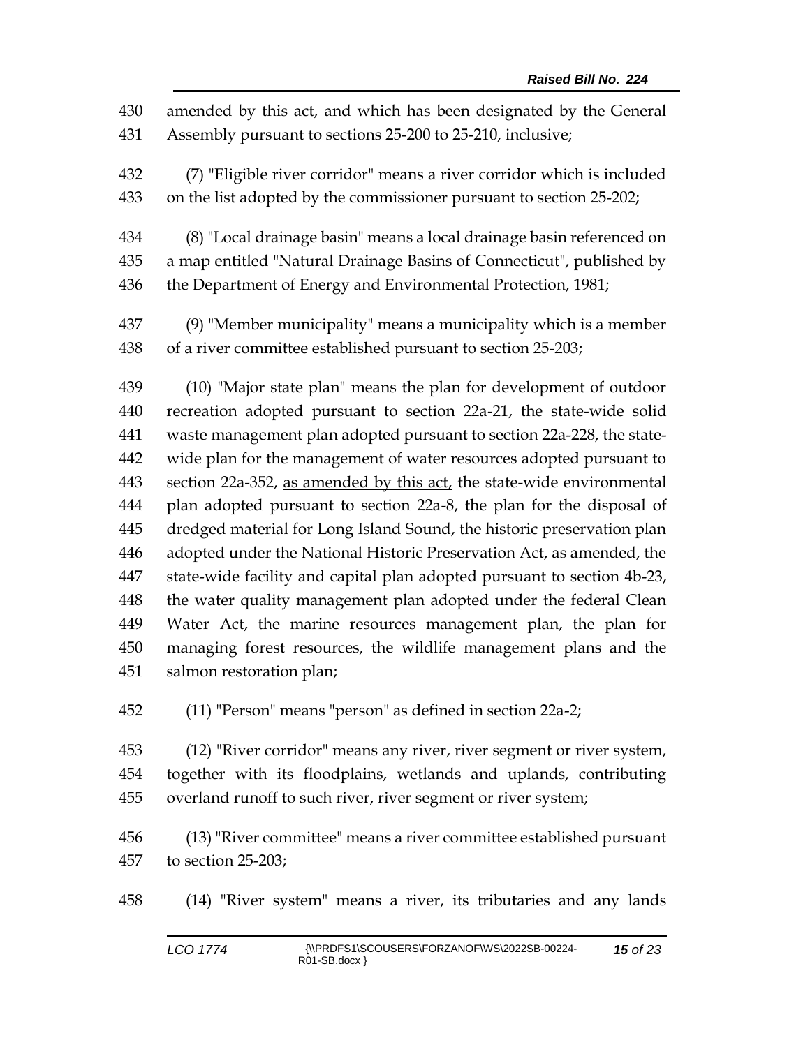amended by this act, and which has been designated by the General Assembly pursuant to sections 25-200 to 25-210, inclusive;

(7) "Eligible river corridor" means a river corridor which is included on the list adopted by the commissioner pursuant to section 25-202;

(8) "Local drainage basin" means a local drainage basin referenced on a map entitled "Natural Drainage Basins of Connecticut", published by the Department of Energy and Environmental Protection, 1981;

(9) "Member municipality" means a municipality which is a member of a river committee established pursuant to section 25-203;

(10) "Major state plan" means the plan for development of outdoor recreation adopted pursuant to section 22a-21, the state-wide solid waste management plan adopted pursuant to section 22a-228, the state-wide plan for the management of water resources adopted pursuant to section 22a-352, as amended by this act, the state-wide environmental plan adopted pursuant to section 22a-8, the plan for the disposal of dredged material for Long Island Sound, the historic preservation plan adopted under the National Historic Preservation Act, as amended, the state-wide facility and capital plan adopted pursuant to section 4b-23, the water quality management plan adopted under the federal Clean Water Act, the marine resources management plan, the plan for managing forest resources, the wildlife management plans and the salmon restoration plan;

(11) "Person" means "person" as defined in section 22a-2;

(12) "River corridor" means any river, river segment or river system, together with its floodplains, wetlands and uplands, contributing overland runoff to such river, river segment or river system;

(13) "River committee" means a river committee established pursuant to section 25-203;

(14) "River system" means a river, its tributaries and any lands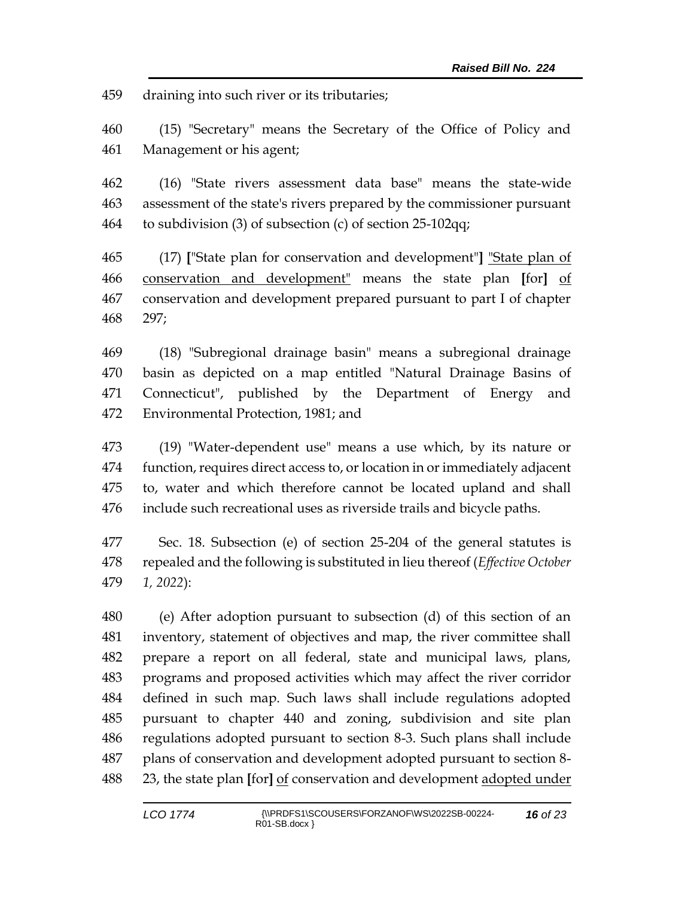draining into such river or its tributaries;

(15) "Secretary" means the Secretary of the Office of Policy and Management or his agent;

(16) "State rivers assessment data base" means the state-wide assessment of the state's rivers prepared by the commissioner pursuant to subdivision (3) of subsection (c) of section 25-102qq;

(17) ["State plan for conservation and development"] <u>"State plan of conservation and development"</u> means the state plan [for] <u>of</u> conservation and development prepared pursuant to part I of chapter 297;

(18) "Subregional drainage basin" means a subregional drainage basin as depicted on a map entitled "Natural Drainage Basins of Connecticut", published by the Department of Energy and Environmental Protection, 1981; and

(19) "Water-dependent use" means a use which, by its nature or function, requires direct access to, or location in or immediately adjacent to, water and which therefore cannot be located upland and shall include such recreational uses as riverside trails and bicycle paths.

Sec. 18. Subsection (e) of section 25-204 of the general statutes is repealed and the following is substituted in lieu thereof (*Effective October 1, 2022*):

(e) After adoption pursuant to subsection (d) of this section of an inventory, statement of objectives and map, the river committee shall prepare a report on all federal, state and municipal laws, plans, programs and proposed activities which may affect the river corridor defined in such map. Such laws shall include regulations adopted pursuant to chapter 440 and zoning, subdivision and site plan regulations adopted pursuant to section 8-3. Such plans shall include plans of conservation and development adopted pursuant to section 8-23, the state plan [for] <u>of</u> conservation and development <u>adopted under</u>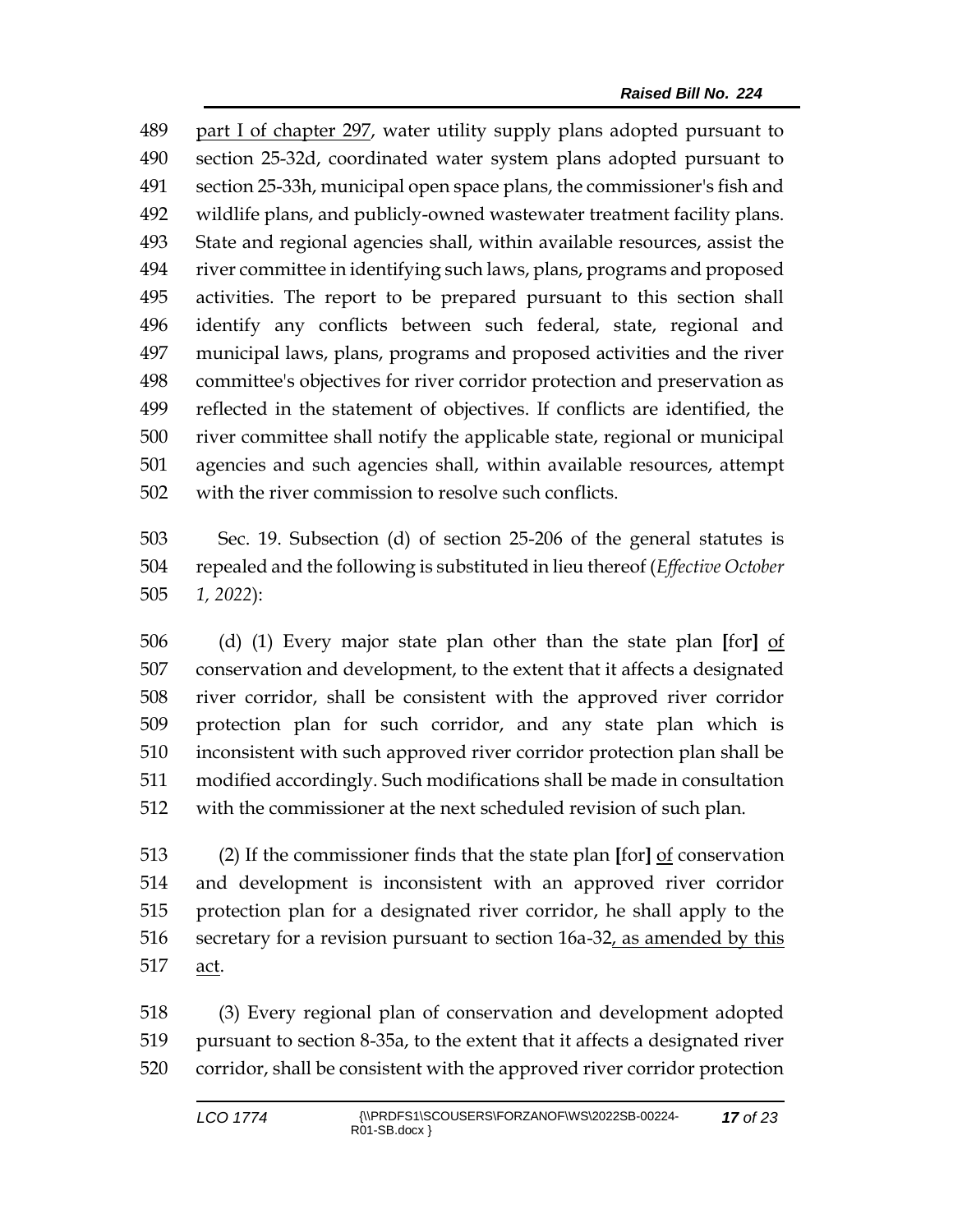part I of chapter 297, water utility supply plans adopted pursuant to section 25-32d, coordinated water system plans adopted pursuant to section 25-33h, municipal open space plans, the commissioner's fish and wildlife plans, and publicly-owned wastewater treatment facility plans. State and regional agencies shall, within available resources, assist the river committee in identifying such laws, plans, programs and proposed activities. The report to be prepared pursuant to this section shall identify any conflicts between such federal, state, regional and municipal laws, plans, programs and proposed activities and the river committee's objectives for river corridor protection and preservation as reflected in the statement of objectives. If conflicts are identified, the river committee shall notify the applicable state, regional or municipal agencies and such agencies shall, within available resources, attempt with the river commission to resolve such conflicts.

Sec. 19. Subsection (d) of section 25-206 of the general statutes is repealed and the following is substituted in lieu thereof (*Effective October 1, 2022*):

(d) (1) Every major state plan other than the state plan **[**for**]** of conservation and development, to the extent that it affects a designated river corridor, shall be consistent with the approved river corridor protection plan for such corridor, and any state plan which is inconsistent with such approved river corridor protection plan shall be modified accordingly. Such modifications shall be made in consultation with the commissioner at the next scheduled revision of such plan.

(2) If the commissioner finds that the state plan **[**for**]** of conservation and development is inconsistent with an approved river corridor protection plan for a designated river corridor, he shall apply to the secretary for a revision pursuant to section 16a-32, as amended by this act.

(3) Every regional plan of conservation and development adopted pursuant to section 8-35a, to the extent that it affects a designated river corridor, shall be consistent with the approved river corridor protection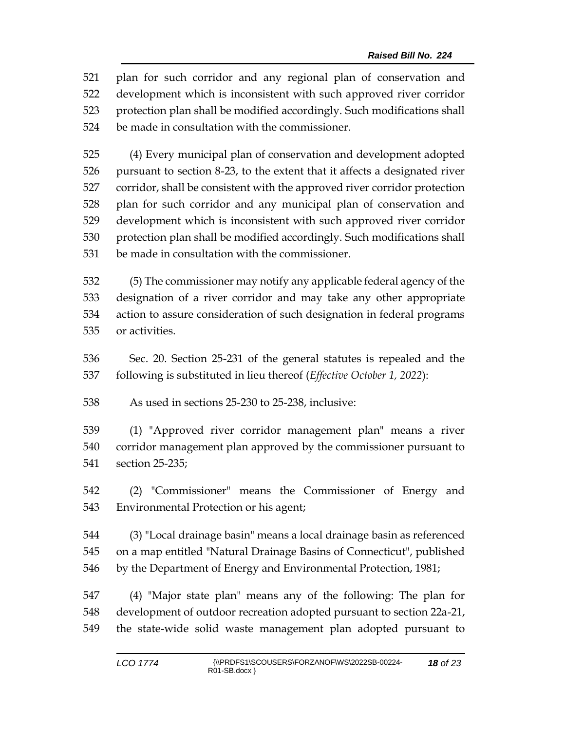plan for such corridor and any regional plan of conservation and development which is inconsistent with such approved river corridor protection plan shall be modified accordingly. Such modifications shall be made in consultation with the commissioner.

(4) Every municipal plan of conservation and development adopted pursuant to section 8-23, to the extent that it affects a designated river corridor, shall be consistent with the approved river corridor protection plan for such corridor and any municipal plan of conservation and development which is inconsistent with such approved river corridor protection plan shall be modified accordingly. Such modifications shall be made in consultation with the commissioner.

(5) The commissioner may notify any applicable federal agency of the designation of a river corridor and may take any other appropriate action to assure consideration of such designation in federal programs or activities.

Sec. 20. Section 25-231 of the general statutes is repealed and the following is substituted in lieu thereof (*Effective October 1, 2022*):

As used in sections 25-230 to 25-238, inclusive:

(1) "Approved river corridor management plan" means a river corridor management plan approved by the commissioner pursuant to section 25-235;

(2) "Commissioner" means the Commissioner of Energy and Environmental Protection or his agent;

(3) "Local drainage basin" means a local drainage basin as referenced on a map entitled "Natural Drainage Basins of Connecticut", published by the Department of Energy and Environmental Protection, 1981;

(4) "Major state plan" means any of the following: The plan for development of outdoor recreation adopted pursuant to section 22a-21, the state-wide solid waste management plan adopted pursuant to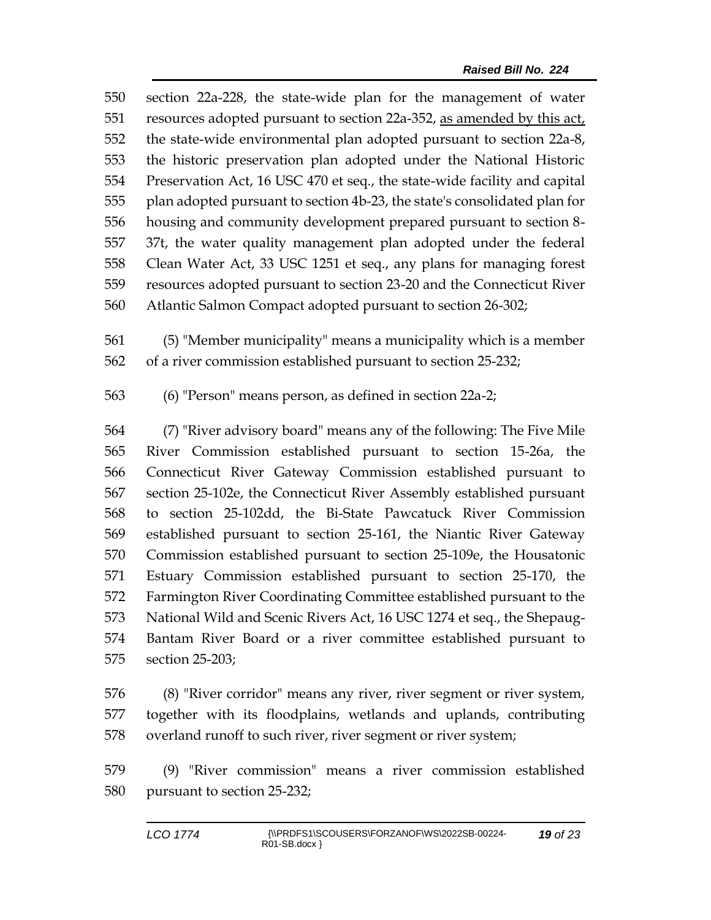section 22a-228, the state-wide plan for the management of water resources adopted pursuant to section 22a-352, <u>as amended by this act,</u> the state-wide environmental plan adopted pursuant to section 22a-8, the historic preservation plan adopted under the National Historic Preservation Act, 16 USC 470 et seq., the state-wide facility and capital plan adopted pursuant to section 4b-23, the state's consolidated plan for housing and community development prepared pursuant to section 8-37t, the water quality management plan adopted under the federal Clean Water Act, 33 USC 1251 et seq., any plans for managing forest resources adopted pursuant to section 23-20 and the Connecticut River Atlantic Salmon Compact adopted pursuant to section 26-302;

(5) "Member municipality" means a municipality which is a member of a river commission established pursuant to section 25-232;

(6) "Person" means person, as defined in section 22a-2;

(7) "River advisory board" means any of the following: The Five Mile River Commission established pursuant to section 15-26a, the Connecticut River Gateway Commission established pursuant to section 25-102e, the Connecticut River Assembly established pursuant to section 25-102dd, the Bi-State Pawcatuck River Commission established pursuant to section 25-161, the Niantic River Gateway Commission established pursuant to section 25-109e, the Housatonic Estuary Commission established pursuant to section 25-170, the Farmington River Coordinating Committee established pursuant to the National Wild and Scenic Rivers Act, 16 USC 1274 et seq., the Shepaug-Bantam River Board or a river committee established pursuant to section 25-203;

(8) "River corridor" means any river, river segment or river system, together with its floodplains, wetlands and uplands, contributing overland runoff to such river, river segment or river system;

(9) "River commission" means a river commission established pursuant to section 25-232;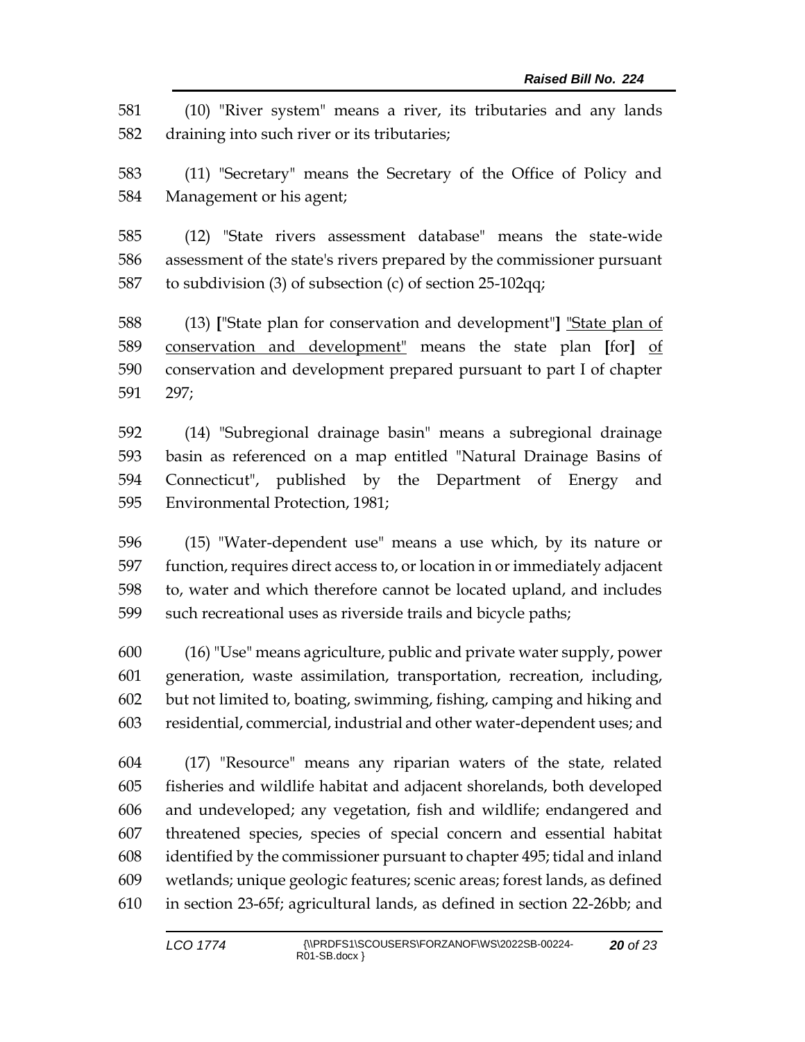581 (10) "River system" means a river, its tributaries and any lands
582 draining into such river or its tributaries;

583 (11) "Secretary" means the Secretary of the Office of Policy and
584 Management or his agent;

585 (12) "State rivers assessment database" means the state-wide
586 assessment of the state's rivers prepared by the commissioner pursuant
587 to subdivision (3) of subsection (c) of section 25-102qq;

588 (13) **[**"State plan for conservation and development"**]** <u>"State plan of</u>
589 <u>conservation and development"</u> means the state plan **[**for**]** <u>of</u>
590 conservation and development prepared pursuant to part I of chapter
591 297;

592 (14) "Subregional drainage basin" means a subregional drainage
593 basin as referenced on a map entitled "Natural Drainage Basins of
594 Connecticut", published by the Department of Energy and
595 Environmental Protection, 1981;

596 (15) "Water-dependent use" means a use which, by its nature or
597 function, requires direct access to, or location in or immediately adjacent
598 to, water and which therefore cannot be located upland, and includes
599 such recreational uses as riverside trails and bicycle paths;

600 (16) "Use" means agriculture, public and private water supply, power
601 generation, waste assimilation, transportation, recreation, including,
602 but not limited to, boating, swimming, fishing, camping and hiking and
603 residential, commercial, industrial and other water-dependent uses; and

604 (17) "Resource" means any riparian waters of the state, related
605 fisheries and wildlife habitat and adjacent shorelands, both developed
606 and undeveloped; any vegetation, fish and wildlife; endangered and
607 threatened species, species of special concern and essential habitat
608 identified by the commissioner pursuant to chapter 495; tidal and inland
609 wetlands; unique geologic features; scenic areas; forest lands, as defined
610 in section 23-65f; agricultural lands, as defined in section 22-26bb; and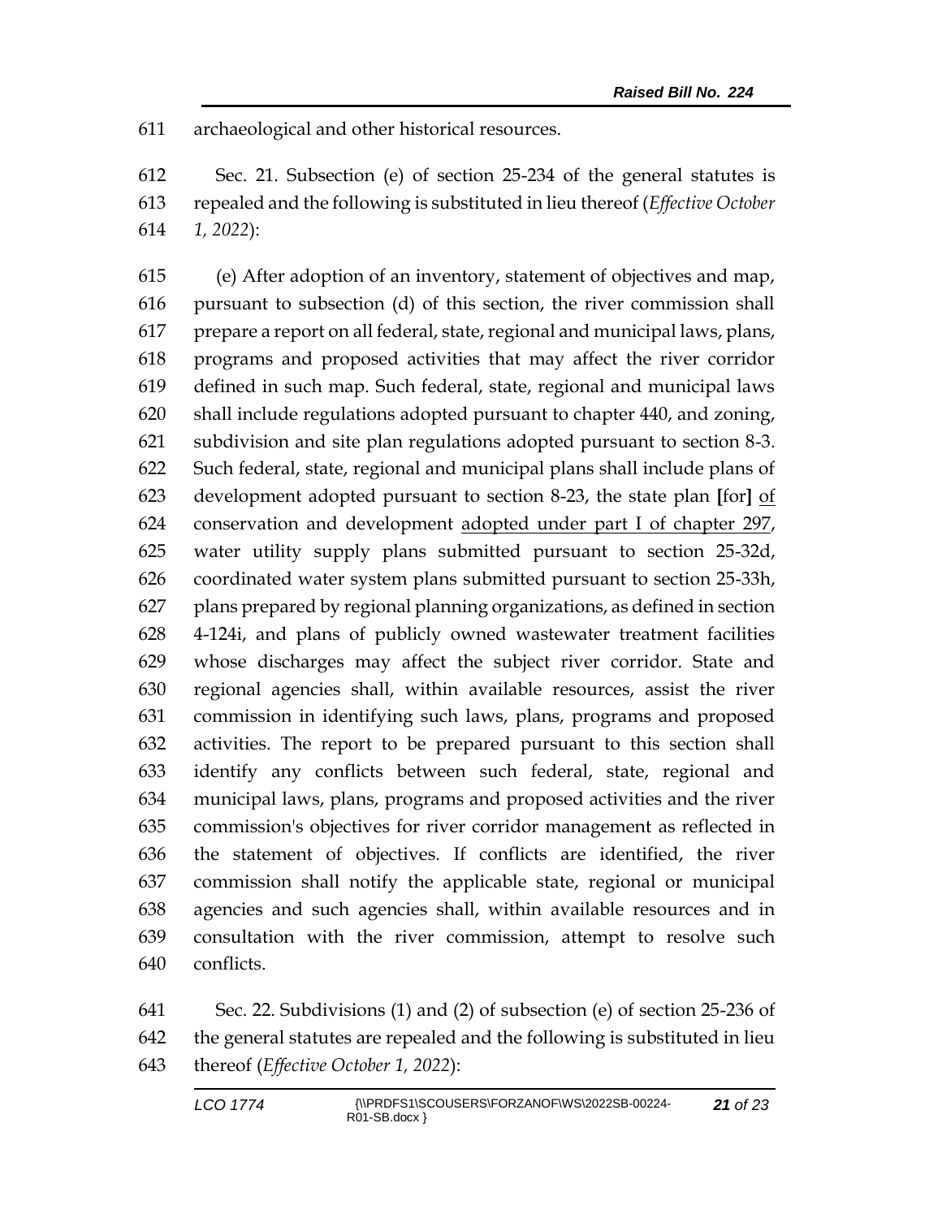611 archaeological and other historical resources.

612 Sec. 21. Subsection (e) of section 25-234 of the general statutes is
613 repealed and the following is substituted in lieu thereof (*Effective October*
614 *1, 2022*):

615 (e) After adoption of an inventory, statement of objectives and map,
616 pursuant to subsection (d) of this section, the river commission shall
617 prepare a report on all federal, state, regional and municipal laws, plans,
618 programs and proposed activities that may affect the river corridor
619 defined in such map. Such federal, state, regional and municipal laws
620 shall include regulations adopted pursuant to chapter 440, and zoning,
621 subdivision and site plan regulations adopted pursuant to section 8-3.
622 Such federal, state, regional and municipal plans shall include plans of
623 development adopted pursuant to section 8-23, the state plan **[**for**]** <u>of</u>
624 conservation and development <u>adopted under part I of chapter 297</u>,
625 water utility supply plans submitted pursuant to section 25-32d,
626 coordinated water system plans submitted pursuant to section 25-33h,
627 plans prepared by regional planning organizations, as defined in section
628 4-124i, and plans of publicly owned wastewater treatment facilities
629 whose discharges may affect the subject river corridor. State and
630 regional agencies shall, within available resources, assist the river
631 commission in identifying such laws, plans, programs and proposed
632 activities. The report to be prepared pursuant to this section shall
633 identify any conflicts between such federal, state, regional and
634 municipal laws, plans, programs and proposed activities and the river
635 commission's objectives for river corridor management as reflected in
636 the statement of objectives. If conflicts are identified, the river
637 commission shall notify the applicable state, regional or municipal
638 agencies and such agencies shall, within available resources and in
639 consultation with the river commission, attempt to resolve such
640 conflicts.

641 Sec. 22. Subdivisions (1) and (2) of subsection (e) of section 25-236 of
642 the general statutes are repealed and the following is substituted in lieu
643 thereof (*Effective October 1, 2022*):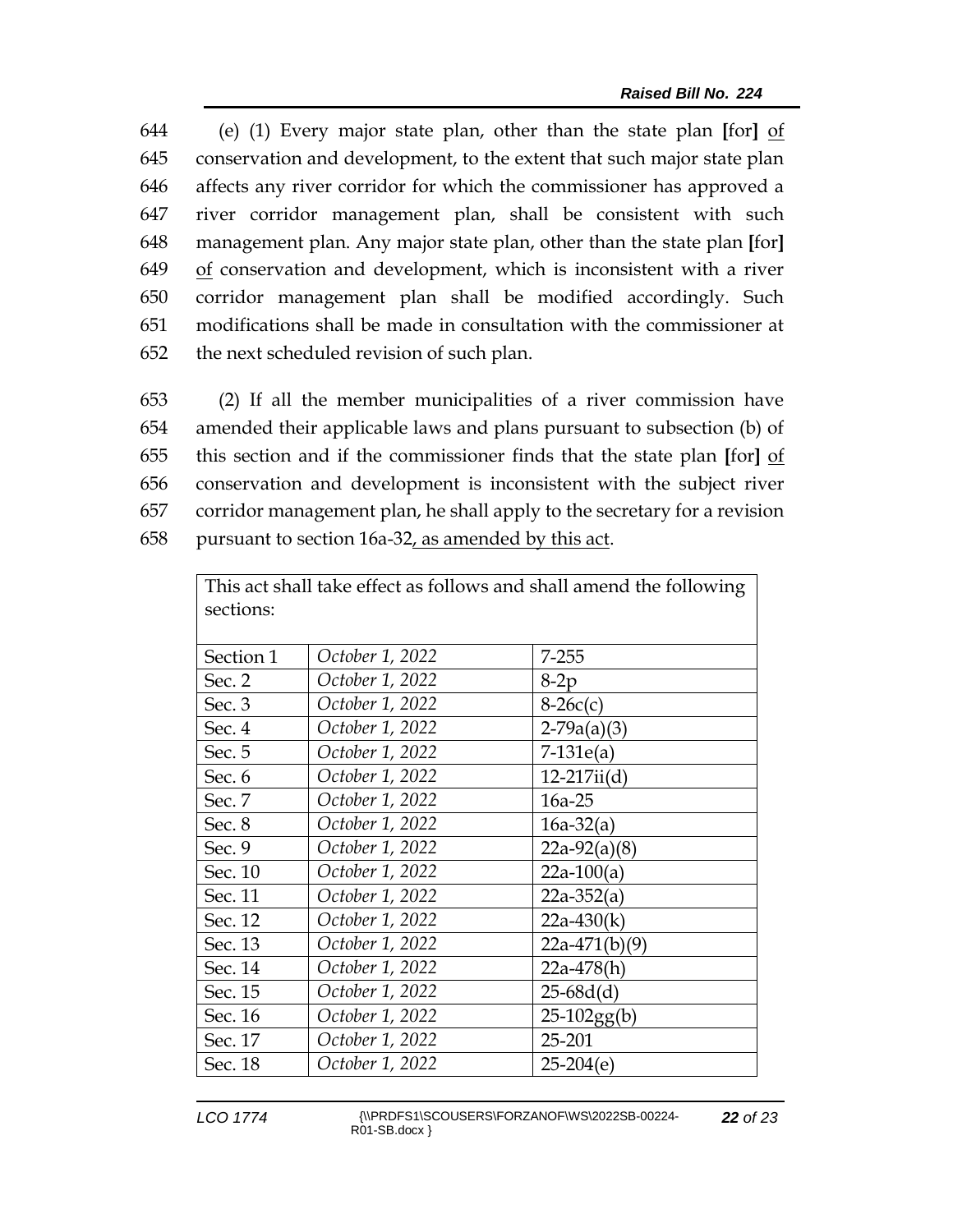644 (e) (1) Every major state plan, other than the state plan **[**for**]** <u>of</u>
645 conservation and development, to the extent that such major state plan
646 affects any river corridor for which the commissioner has approved a
647 river corridor management plan, shall be consistent with such
648 management plan. Any major state plan, other than the state plan **[**for**]**
649 <u>of</u> conservation and development, which is inconsistent with a river
650 corridor management plan shall be modified accordingly. Such
651 modifications shall be made in consultation with the commissioner at
652 the next scheduled revision of such plan.

653 (2) If all the member municipalities of a river commission have
654 amended their applicable laws and plans pursuant to subsection (b) of
655 this section and if the commissioner finds that the state plan **[**for**]** <u>of</u>
656 conservation and development is inconsistent with the subject river
657 corridor management plan, he shall apply to the secretary for a revision
658 pursuant to section 16a-32<u>, as amended by this act</u>.

| This act shall take effect as follows and shall amend the following sections: | | |
|---|---|---|
| Section 1 | *October 1, 2022* | 7-255 |
| Sec. 2 | *October 1, 2022* | 8-2p |
| Sec. 3 | *October 1, 2022* | 8-26c(c) |
| Sec. 4 | *October 1, 2022* | 2-79a(a)(3) |
| Sec. 5 | *October 1, 2022* | 7-131e(a) |
| Sec. 6 | *October 1, 2022* | 12-217ii(d) |
| Sec. 7 | *October 1, 2022* | 16a-25 |
| Sec. 8 | *October 1, 2022* | 16a-32(a) |
| Sec. 9 | *October 1, 2022* | 22a-92(a)(8) |
| Sec. 10 | *October 1, 2022* | 22a-100(a) |
| Sec. 11 | *October 1, 2022* | 22a-352(a) |
| Sec. 12 | *October 1, 2022* | 22a-430(k) |
| Sec. 13 | *October 1, 2022* | 22a-471(b)(9) |
| Sec. 14 | *October 1, 2022* | 22a-478(h) |
| Sec. 15 | *October 1, 2022* | 25-68d(d) |
| Sec. 16 | *October 1, 2022* | 25-102gg(b) |
| Sec. 17 | *October 1, 2022* | 25-201 |
| Sec. 18 | *October 1, 2022* | 25-204(e) |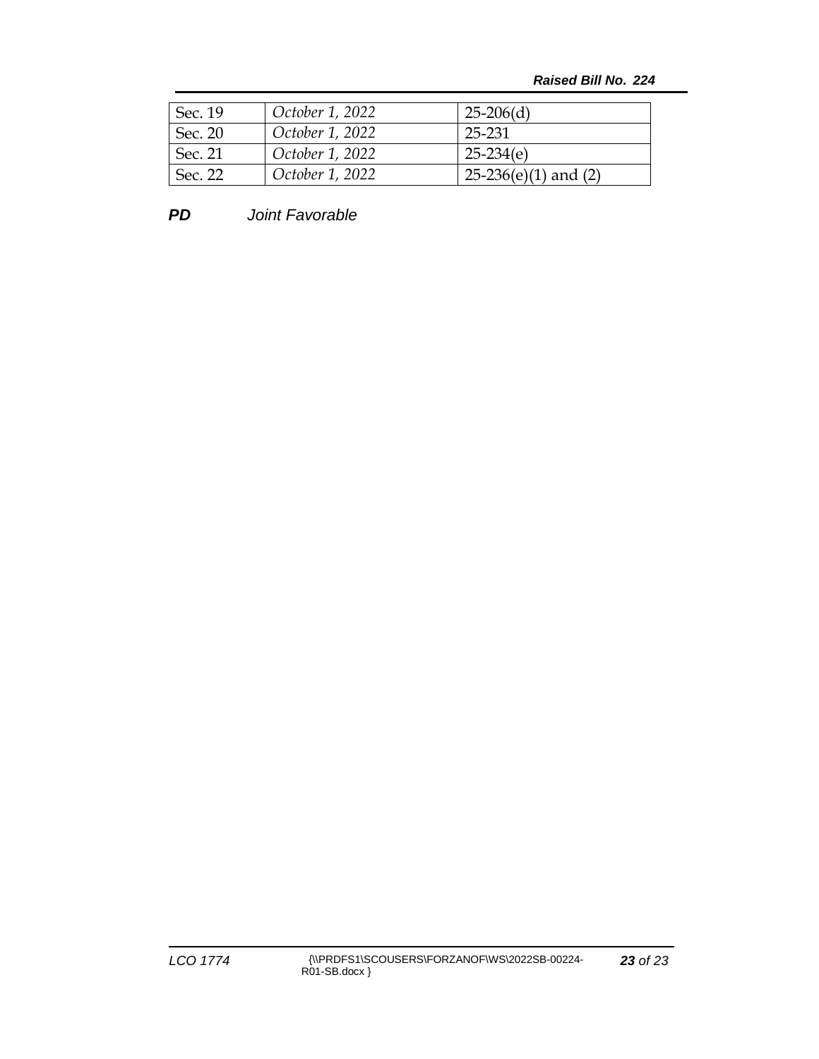| | | |
|---|---|---|
| Sec. 19 | *October 1, 2022* | 25-206(d) |
| Sec. 20 | *October 1, 2022* | 25-231 |
| Sec. 21 | *October 1, 2022* | 25-234(e) |
| Sec. 22 | *October 1, 2022* | 25-236(e)(1) and (2) |

***PD*** *Joint Favorable*